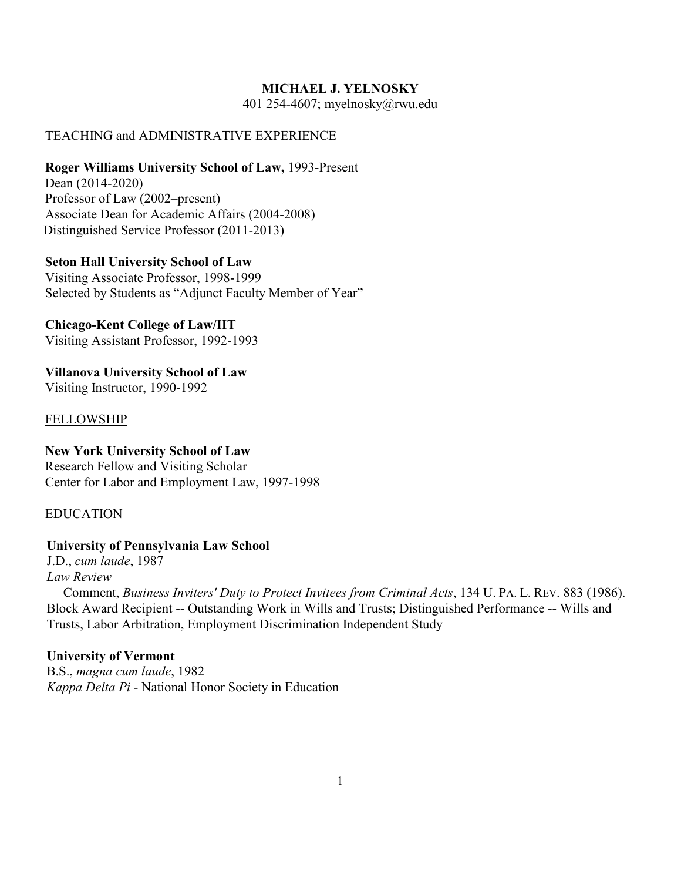**MICHAEL J. YELNOSKY**

401 254-4607; myelnosky@rwu.edu

## TEACHING and ADMINISTRATIVE EXPERIENCE

**Roger Williams University School of Law,** 1993-Present
Dean (2014-2020)
Professor of Law (2002–present)
Associate Dean for Academic Affairs (2004-2008)
Distinguished Service Professor (2011-2013)

**Seton Hall University School of Law**
Visiting Associate Professor, 1998-1999
Selected by Students as "Adjunct Faculty Member of Year"

**Chicago-Kent College of Law/IIT**
Visiting Assistant Professor, 1992-1993

**Villanova University School of Law**
Visiting Instructor, 1990-1992

## FELLOWSHIP

**New York University School of Law**
Research Fellow and Visiting Scholar
Center for Labor and Employment Law, 1997-1998

## EDUCATION

**University of Pennsylvania Law School**
J.D., *cum laude*, 1987
*Law Review*
Comment, *Business Inviters' Duty to Protect Invitees from Criminal Acts*, 134 U. PA. L. REV. 883 (1986).
Block Award Recipient -- Outstanding Work in Wills and Trusts; Distinguished Performance -- Wills and Trusts, Labor Arbitration, Employment Discrimination Independent Study

**University of Vermont**
B.S., *magna cum laude*, 1982
*Kappa Delta Pi* - National Honor Society in Education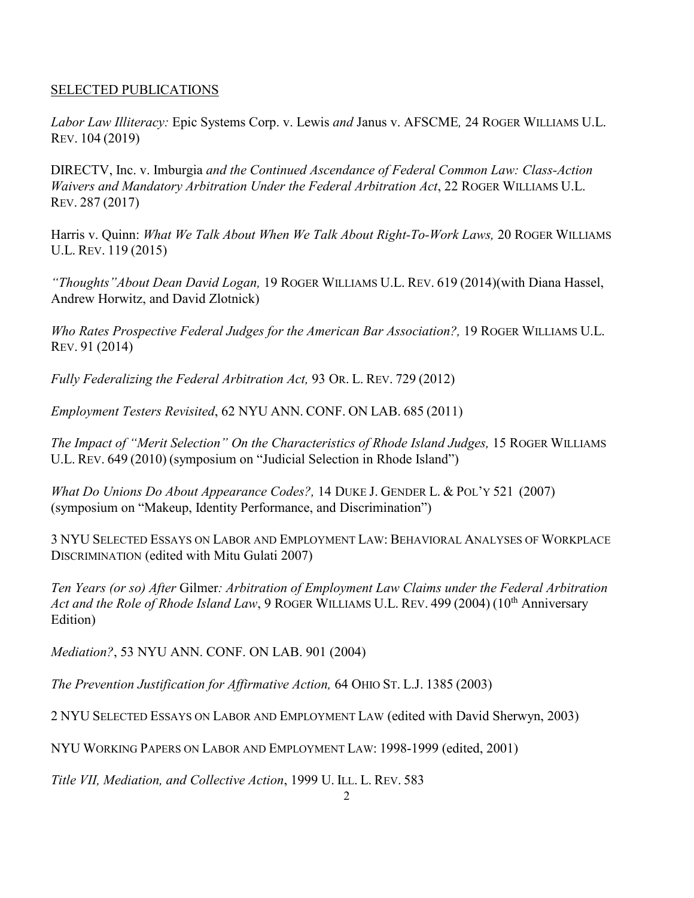SELECTED PUBLICATIONS

*Labor Law Illiteracy:* Epic Systems Corp. v. Lewis *and* Janus v. AFSCME*,* 24 ROGER WILLIAMS U.L. REV. 104 (2019)

DIRECTV, Inc. v. Imburgia *and the Continued Ascendance of Federal Common Law: Class-Action Waivers and Mandatory Arbitration Under the Federal Arbitration Act*, 22 ROGER WILLIAMS U.L. REV. 287 (2017)

Harris v. Quinn: *What We Talk About When We Talk About Right-To-Work Laws,* 20 ROGER WILLIAMS U.L. REV. 119 (2015)

*"Thoughts" About Dean David Logan,* 19 ROGER WILLIAMS U.L. REV. 619 (2014)(with Diana Hassel, Andrew Horwitz, and David Zlotnick)

*Who Rates Prospective Federal Judges for the American Bar Association?,* 19 ROGER WILLIAMS U.L. REV. 91 (2014)

*Fully Federalizing the Federal Arbitration Act,* 93 OR. L. REV. 729 (2012)

*Employment Testers Revisited*, 62 NYU ANN. CONF. ON LAB. 685 (2011)

*The Impact of "Merit Selection" On the Characteristics of Rhode Island Judges,* 15 ROGER WILLIAMS U.L. REV. 649 (2010) (symposium on "Judicial Selection in Rhode Island")

*What Do Unions Do About Appearance Codes?,* 14 DUKE J. GENDER L. & POL'Y 521 (2007) (symposium on "Makeup, Identity Performance, and Discrimination")

3 NYU SELECTED ESSAYS ON LABOR AND EMPLOYMENT LAW: BEHAVIORAL ANALYSES OF WORKPLACE DISCRIMINATION (edited with Mitu Gulati 2007)

*Ten Years (or so) After* Gilmer*: Arbitration of Employment Law Claims under the Federal Arbitration Act and the Role of Rhode Island Law*, 9 ROGER WILLIAMS U.L. REV. 499 (2004) (10th Anniversary Edition)

*Mediation?*, 53 NYU ANN. CONF. ON LAB. 901 (2004)

*The Prevention Justification for Affirmative Action,* 64 OHIO ST. L.J. 1385 (2003)

2 NYU SELECTED ESSAYS ON LABOR AND EMPLOYMENT LAW (edited with David Sherwyn, 2003)

NYU WORKING PAPERS ON LABOR AND EMPLOYMENT LAW: 1998-1999 (edited, 2001)

*Title VII, Mediation, and Collective Action*, 1999 U. ILL. L. REV. 583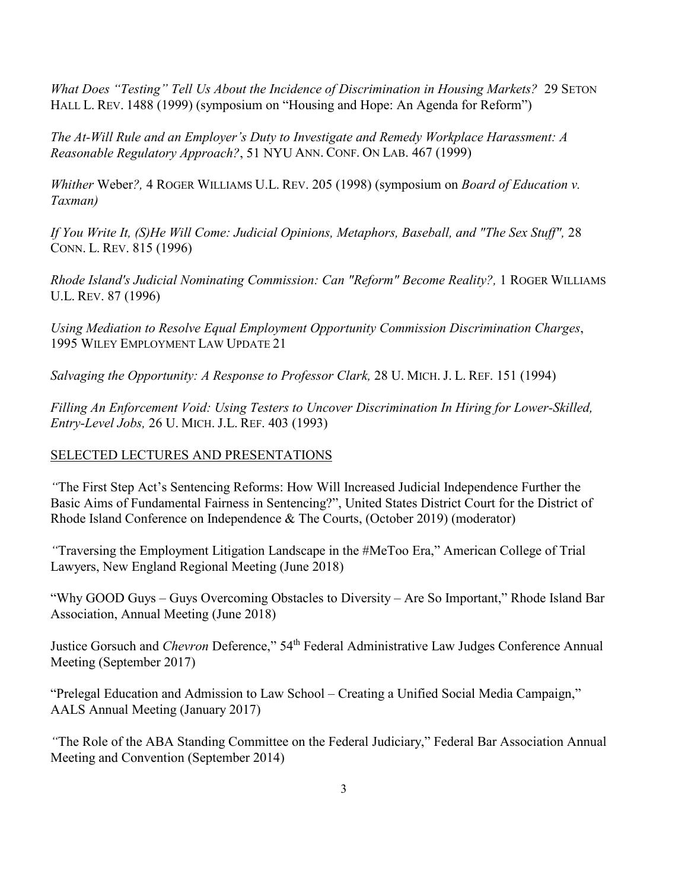*What Does "Testing" Tell Us About the Incidence of Discrimination in Housing Markets?* 29 SETON HALL L. REV. 1488 (1999) (symposium on "Housing and Hope: An Agenda for Reform")

*The At-Will Rule and an Employer's Duty to Investigate and Remedy Workplace Harassment: A Reasonable Regulatory Approach?*, 51 NYU ANN. CONF. ON LAB. 467 (1999)

*Whither* Weber*?,* 4 ROGER WILLIAMS U.L. REV. 205 (1998) (symposium on *Board of Education v. Taxman)*

*If You Write It, (S)He Will Come: Judicial Opinions, Metaphors, Baseball, and "The Sex Stuff",* 28 CONN. L. REV. 815 (1996)

*Rhode Island's Judicial Nominating Commission: Can "Reform" Become Reality?,* 1 ROGER WILLIAMS U.L. REV. 87 (1996)

*Using Mediation to Resolve Equal Employment Opportunity Commission Discrimination Charges*, 1995 WILEY EMPLOYMENT LAW UPDATE 21

*Salvaging the Opportunity: A Response to Professor Clark,* 28 U. MICH. J. L. REF. 151 (1994)

*Filling An Enforcement Void: Using Testers to Uncover Discrimination In Hiring for Lower-Skilled, Entry-Level Jobs,* 26 U. MICH. J.L. REF. 403 (1993)

## SELECTED LECTURES AND PRESENTATIONS

"The First Step Act's Sentencing Reforms: How Will Increased Judicial Independence Further the Basic Aims of Fundamental Fairness in Sentencing?", United States District Court for the District of Rhode Island Conference on Independence & The Courts, (October 2019) (moderator)

"Traversing the Employment Litigation Landscape in the #MeToo Era," American College of Trial Lawyers, New England Regional Meeting (June 2018)

"Why GOOD Guys – Guys Overcoming Obstacles to Diversity – Are So Important," Rhode Island Bar Association, Annual Meeting (June 2018)

Justice Gorsuch and *Chevron* Deference," 54th Federal Administrative Law Judges Conference Annual Meeting (September 2017)

"Prelegal Education and Admission to Law School – Creating a Unified Social Media Campaign," AALS Annual Meeting (January 2017)

"The Role of the ABA Standing Committee on the Federal Judiciary," Federal Bar Association Annual Meeting and Convention (September 2014)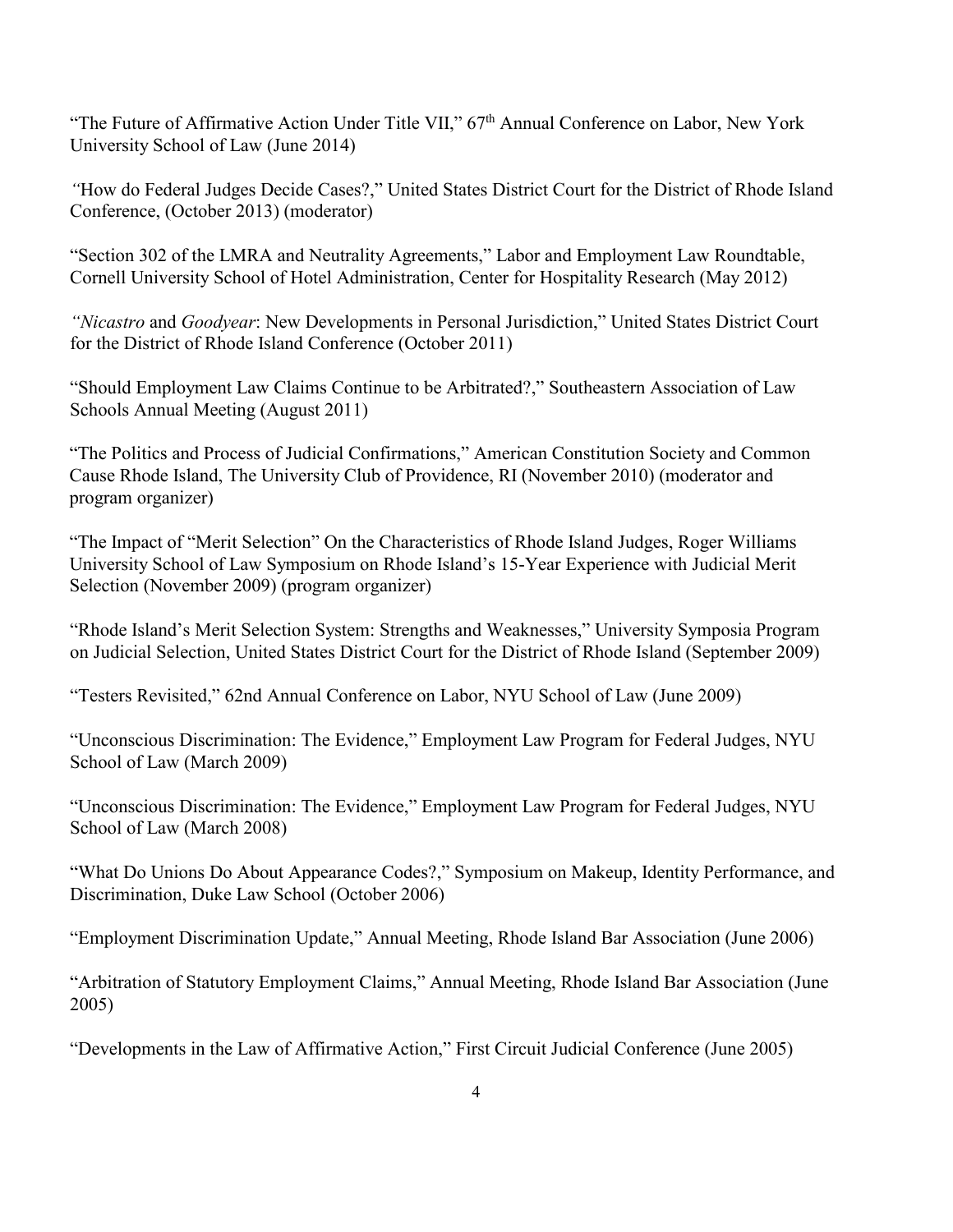"The Future of Affirmative Action Under Title VII," 67th Annual Conference on Labor, New York University School of Law (June 2014)

*"*How do Federal Judges Decide Cases?," United States District Court for the District of Rhode Island Conference, (October 2013) (moderator)

"Section 302 of the LMRA and Neutrality Agreements," Labor and Employment Law Roundtable, Cornell University School of Hotel Administration, Center for Hospitality Research (May 2012)

*"Nicastro* and *Goodyear*: New Developments in Personal Jurisdiction," United States District Court for the District of Rhode Island Conference (October 2011)

"Should Employment Law Claims Continue to be Arbitrated?," Southeastern Association of Law Schools Annual Meeting (August 2011)

"The Politics and Process of Judicial Confirmations," American Constitution Society and Common Cause Rhode Island, The University Club of Providence, RI (November 2010) (moderator and program organizer)

"The Impact of "Merit Selection" On the Characteristics of Rhode Island Judges, Roger Williams University School of Law Symposium on Rhode Island's 15-Year Experience with Judicial Merit Selection (November 2009) (program organizer)

"Rhode Island's Merit Selection System: Strengths and Weaknesses," University Symposia Program on Judicial Selection, United States District Court for the District of Rhode Island (September 2009)

"Testers Revisited," 62nd Annual Conference on Labor, NYU School of Law (June 2009)

"Unconscious Discrimination: The Evidence," Employment Law Program for Federal Judges, NYU School of Law (March 2009)

"Unconscious Discrimination: The Evidence," Employment Law Program for Federal Judges, NYU School of Law (March 2008)

"What Do Unions Do About Appearance Codes?," Symposium on Makeup, Identity Performance, and Discrimination, Duke Law School (October 2006)

"Employment Discrimination Update," Annual Meeting, Rhode Island Bar Association (June 2006)

"Arbitration of Statutory Employment Claims," Annual Meeting, Rhode Island Bar Association (June 2005)

"Developments in the Law of Affirmative Action," First Circuit Judicial Conference (June 2005)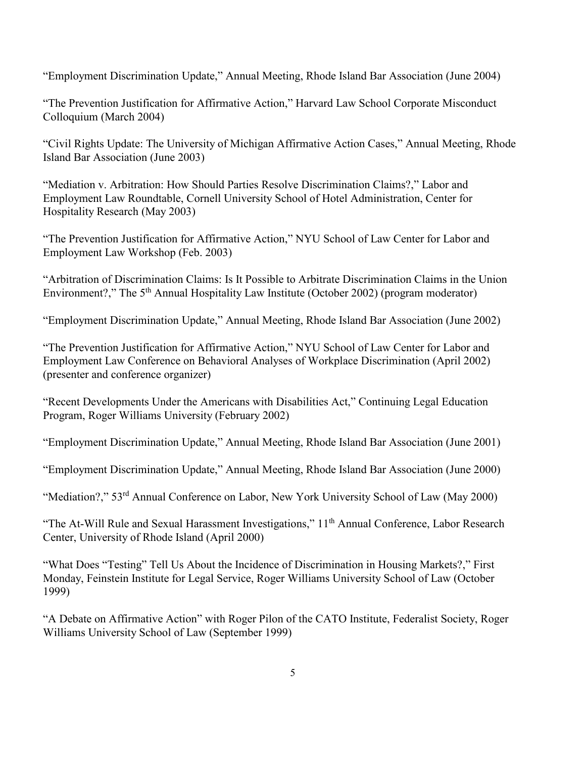"Employment Discrimination Update," Annual Meeting, Rhode Island Bar Association (June 2004)

"The Prevention Justification for Affirmative Action," Harvard Law School Corporate Misconduct Colloquium (March 2004)

"Civil Rights Update: The University of Michigan Affirmative Action Cases," Annual Meeting, Rhode Island Bar Association (June 2003)

"Mediation v. Arbitration: How Should Parties Resolve Discrimination Claims?," Labor and Employment Law Roundtable, Cornell University School of Hotel Administration, Center for Hospitality Research (May 2003)

"The Prevention Justification for Affirmative Action," NYU School of Law Center for Labor and Employment Law Workshop (Feb. 2003)

"Arbitration of Discrimination Claims: Is It Possible to Arbitrate Discrimination Claims in the Union Environment?," The 5th Annual Hospitality Law Institute (October 2002) (program moderator)

"Employment Discrimination Update," Annual Meeting, Rhode Island Bar Association (June 2002)

"The Prevention Justification for Affirmative Action," NYU School of Law Center for Labor and Employment Law Conference on Behavioral Analyses of Workplace Discrimination (April 2002) (presenter and conference organizer)

"Recent Developments Under the Americans with Disabilities Act," Continuing Legal Education Program, Roger Williams University (February 2002)

"Employment Discrimination Update," Annual Meeting, Rhode Island Bar Association (June 2001)

"Employment Discrimination Update," Annual Meeting, Rhode Island Bar Association (June 2000)

"Mediation?," 53rd Annual Conference on Labor, New York University School of Law (May 2000)

"The At-Will Rule and Sexual Harassment Investigations," 11th Annual Conference, Labor Research Center, University of Rhode Island (April 2000)

"What Does "Testing" Tell Us About the Incidence of Discrimination in Housing Markets?," First Monday, Feinstein Institute for Legal Service, Roger Williams University School of Law (October 1999)

"A Debate on Affirmative Action" with Roger Pilon of the CATO Institute, Federalist Society, Roger Williams University School of Law (September 1999)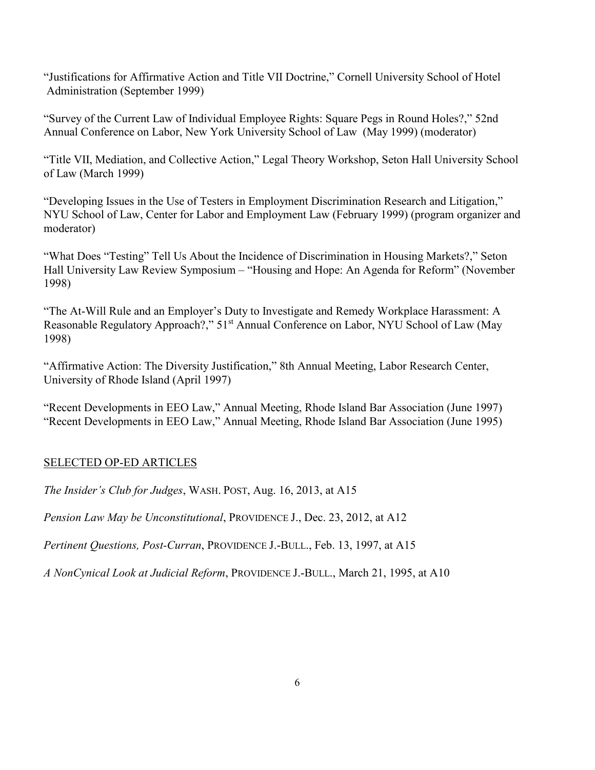"Justifications for Affirmative Action and Title VII Doctrine," Cornell University School of Hotel Administration (September 1999)

"Survey of the Current Law of Individual Employee Rights: Square Pegs in Round Holes?," 52nd Annual Conference on Labor, New York University School of Law (May 1999) (moderator)

"Title VII, Mediation, and Collective Action," Legal Theory Workshop, Seton Hall University School of Law (March 1999)

"Developing Issues in the Use of Testers in Employment Discrimination Research and Litigation," NYU School of Law, Center for Labor and Employment Law (February 1999) (program organizer and moderator)

"What Does "Testing" Tell Us About the Incidence of Discrimination in Housing Markets?," Seton Hall University Law Review Symposium – "Housing and Hope: An Agenda for Reform" (November 1998)

"The At-Will Rule and an Employer's Duty to Investigate and Remedy Workplace Harassment: A Reasonable Regulatory Approach?," 51st Annual Conference on Labor, NYU School of Law (May 1998)

"Affirmative Action: The Diversity Justification," 8th Annual Meeting, Labor Research Center, University of Rhode Island (April 1997)

"Recent Developments in EEO Law," Annual Meeting, Rhode Island Bar Association (June 1997)
"Recent Developments in EEO Law," Annual Meeting, Rhode Island Bar Association (June 1995)

## SELECTED OP-ED ARTICLES

*The Insider's Club for Judges*, WASH. POST, Aug. 16, 2013, at A15

*Pension Law May be Unconstitutional*, PROVIDENCE J., Dec. 23, 2012, at A12

*Pertinent Questions, Post-Curran*, PROVIDENCE J.-BULL., Feb. 13, 1997, at A15

*A NonCynical Look at Judicial Reform*, PROVIDENCE J.-BULL., March 21, 1995, at A10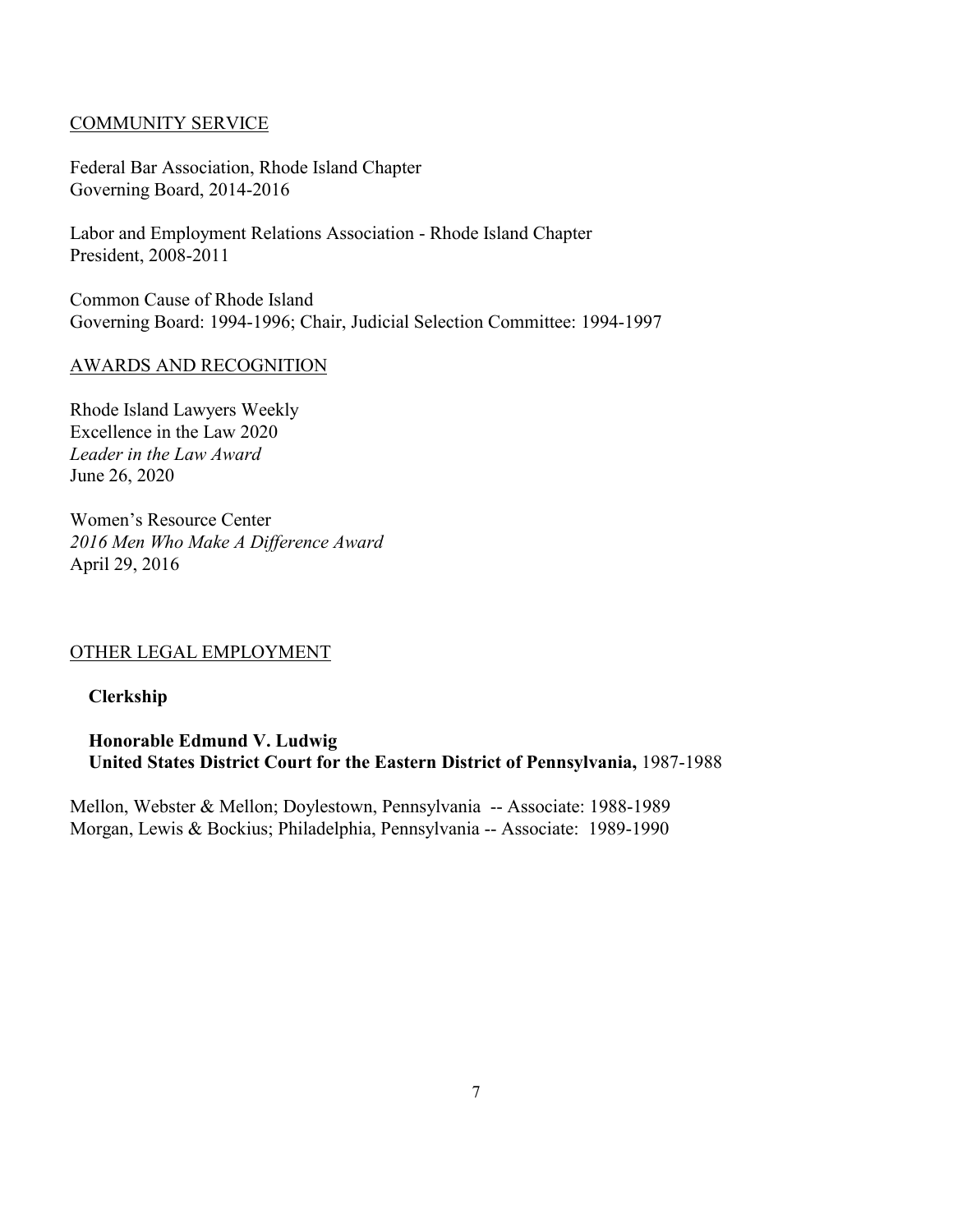## COMMUNITY SERVICE

Federal Bar Association, Rhode Island Chapter
Governing Board, 2014-2016

Labor and Employment Relations Association - Rhode Island Chapter
President, 2008-2011

Common Cause of Rhode Island
Governing Board: 1994-1996; Chair, Judicial Selection Committee: 1994-1997

## AWARDS AND RECOGNITION

Rhode Island Lawyers Weekly
Excellence in the Law 2020
*Leader in the Law Award*
June 26, 2020

Women's Resource Center
*2016 Men Who Make A Difference Award*
April 29, 2016

## OTHER LEGAL EMPLOYMENT

**Clerkship**

**Honorable Edmund V. Ludwig**
**United States District Court for the Eastern District of Pennsylvania,** 1987-1988

Mellon, Webster & Mellon; Doylestown, Pennsylvania -- Associate: 1988-1989
Morgan, Lewis & Bockius; Philadelphia, Pennsylvania -- Associate: 1989-1990